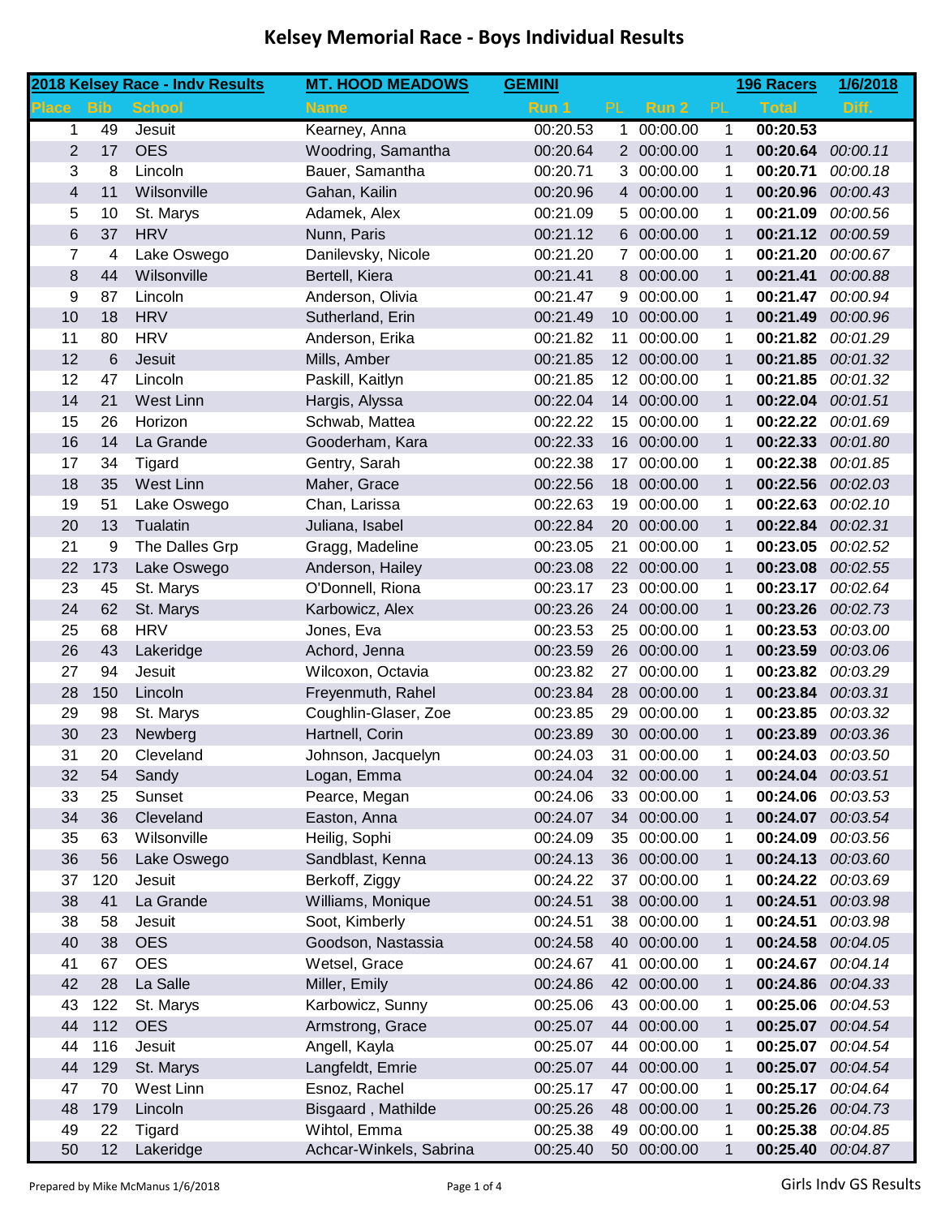# Kelsey Memorial Race - Boys Individual Results

| 2018 Kelsey Race - Indv Results | | | MT. HOOD MEADOWS | GEMINI | | | | 196 Racers | 1/6/2018 |
|---|---|---|---|---|---|---|---|---|---|
| Place | Bib | School | Name | Run 1 | PL | Run 2 | PL | Total | Diff. |
| 1 | 49 | Jesuit | Kearney, Anna | 00:20.53 | 1 | 00:00.00 | 1 | **00:20.53** | |
| 2 | 17 | OES | Woodring, Samantha | 00:20.64 | 2 | 00:00.00 | 1 | **00:20.64** | *00:00.11* |
| 3 | 8 | Lincoln | Bauer, Samantha | 00:20.71 | 3 | 00:00.00 | 1 | **00:20.71** | *00:00.18* |
| 4 | 11 | Wilsonville | Gahan, Kailin | 00:20.96 | 4 | 00:00.00 | 1 | **00:20.96** | *00:00.43* |
| 5 | 10 | St. Marys | Adamek, Alex | 00:21.09 | 5 | 00:00.00 | 1 | **00:21.09** | *00:00.56* |
| 6 | 37 | HRV | Nunn, Paris | 00:21.12 | 6 | 00:00.00 | 1 | **00:21.12** | *00:00.59* |
| 7 | 4 | Lake Oswego | Danilevsky, Nicole | 00:21.20 | 7 | 00:00.00 | 1 | **00:21.20** | *00:00.67* |
| 8 | 44 | Wilsonville | Bertell, Kiera | 00:21.41 | 8 | 00:00.00 | 1 | **00:21.41** | *00:00.88* |
| 9 | 87 | Lincoln | Anderson, Olivia | 00:21.47 | 9 | 00:00.00 | 1 | **00:21.47** | *00:00.94* |
| 10 | 18 | HRV | Sutherland, Erin | 00:21.49 | 10 | 00:00.00 | 1 | **00:21.49** | *00:00.96* |
| 11 | 80 | HRV | Anderson, Erika | 00:21.82 | 11 | 00:00.00 | 1 | **00:21.82** | *00:01.29* |
| 12 | 6 | Jesuit | Mills, Amber | 00:21.85 | 12 | 00:00.00 | 1 | **00:21.85** | *00:01.32* |
| 12 | 47 | Lincoln | Paskill, Kaitlyn | 00:21.85 | 12 | 00:00.00 | 1 | **00:21.85** | *00:01.32* |
| 14 | 21 | West Linn | Hargis, Alyssa | 00:22.04 | 14 | 00:00.00 | 1 | **00:22.04** | *00:01.51* |
| 15 | 26 | Horizon | Schwab, Mattea | 00:22.22 | 15 | 00:00.00 | 1 | **00:22.22** | *00:01.69* |
| 16 | 14 | La Grande | Gooderham, Kara | 00:22.33 | 16 | 00:00.00 | 1 | **00:22.33** | *00:01.80* |
| 17 | 34 | Tigard | Gentry, Sarah | 00:22.38 | 17 | 00:00.00 | 1 | **00:22.38** | *00:01.85* |
| 18 | 35 | West Linn | Maher, Grace | 00:22.56 | 18 | 00:00.00 | 1 | **00:22.56** | *00:02.03* |
| 19 | 51 | Lake Oswego | Chan, Larissa | 00:22.63 | 19 | 00:00.00 | 1 | **00:22.63** | *00:02.10* |
| 20 | 13 | Tualatin | Juliana, Isabel | 00:22.84 | 20 | 00:00.00 | 1 | **00:22.84** | *00:02.31* |
| 21 | 9 | The Dalles Grp | Gragg, Madeline | 00:23.05 | 21 | 00:00.00 | 1 | **00:23.05** | *00:02.52* |
| 22 | 173 | Lake Oswego | Anderson, Hailey | 00:23.08 | 22 | 00:00.00 | 1 | **00:23.08** | *00:02.55* |
| 23 | 45 | St. Marys | O'Donnell, Riona | 00:23.17 | 23 | 00:00.00 | 1 | **00:23.17** | *00:02.64* |
| 24 | 62 | St. Marys | Karbowicz, Alex | 00:23.26 | 24 | 00:00.00 | 1 | **00:23.26** | *00:02.73* |
| 25 | 68 | HRV | Jones, Eva | 00:23.53 | 25 | 00:00.00 | 1 | **00:23.53** | *00:03.00* |
| 26 | 43 | Lakeridge | Achord, Jenna | 00:23.59 | 26 | 00:00.00 | 1 | **00:23.59** | *00:03.06* |
| 27 | 94 | Jesuit | Wilcoxon, Octavia | 00:23.82 | 27 | 00:00.00 | 1 | **00:23.82** | *00:03.29* |
| 28 | 150 | Lincoln | Freyenmuth, Rahel | 00:23.84 | 28 | 00:00.00 | 1 | **00:23.84** | *00:03.31* |
| 29 | 98 | St. Marys | Coughlin-Glaser, Zoe | 00:23.85 | 29 | 00:00.00 | 1 | **00:23.85** | *00:03.32* |
| 30 | 23 | Newberg | Hartnell, Corin | 00:23.89 | 30 | 00:00.00 | 1 | **00:23.89** | *00:03.36* |
| 31 | 20 | Cleveland | Johnson, Jacquelyn | 00:24.03 | 31 | 00:00.00 | 1 | **00:24.03** | *00:03.50* |
| 32 | 54 | Sandy | Logan, Emma | 00:24.04 | 32 | 00:00.00 | 1 | **00:24.04** | *00:03.51* |
| 33 | 25 | Sunset | Pearce, Megan | 00:24.06 | 33 | 00:00.00 | 1 | **00:24.06** | *00:03.53* |
| 34 | 36 | Cleveland | Easton, Anna | 00:24.07 | 34 | 00:00.00 | 1 | **00:24.07** | *00:03.54* |
| 35 | 63 | Wilsonville | Heilig, Sophi | 00:24.09 | 35 | 00:00.00 | 1 | **00:24.09** | *00:03.56* |
| 36 | 56 | Lake Oswego | Sandblast, Kenna | 00:24.13 | 36 | 00:00.00 | 1 | **00:24.13** | *00:03.60* |
| 37 | 120 | Jesuit | Berkoff, Ziggy | 00:24.22 | 37 | 00:00.00 | 1 | **00:24.22** | *00:03.69* |
| 38 | 41 | La Grande | Williams, Monique | 00:24.51 | 38 | 00:00.00 | 1 | **00:24.51** | *00:03.98* |
| 38 | 58 | Jesuit | Soot, Kimberly | 00:24.51 | 38 | 00:00.00 | 1 | **00:24.51** | *00:03.98* |
| 40 | 38 | OES | Goodson, Nastassia | 00:24.58 | 40 | 00:00.00 | 1 | **00:24.58** | *00:04.05* |
| 41 | 67 | OES | Wetsel, Grace | 00:24.67 | 41 | 00:00.00 | 1 | **00:24.67** | *00:04.14* |
| 42 | 28 | La Salle | Miller, Emily | 00:24.86 | 42 | 00:00.00 | 1 | **00:24.86** | *00:04.33* |
| 43 | 122 | St. Marys | Karbowicz, Sunny | 00:25.06 | 43 | 00:00.00 | 1 | **00:25.06** | *00:04.53* |
| 44 | 112 | OES | Armstrong, Grace | 00:25.07 | 44 | 00:00.00 | 1 | **00:25.07** | *00:04.54* |
| 44 | 116 | Jesuit | Angell, Kayla | 00:25.07 | 44 | 00:00.00 | 1 | **00:25.07** | *00:04.54* |
| 44 | 129 | St. Marys | Langfeldt, Emrie | 00:25.07 | 44 | 00:00.00 | 1 | **00:25.07** | *00:04.54* |
| 47 | 70 | West Linn | Esnoz, Rachel | 00:25.17 | 47 | 00:00.00 | 1 | **00:25.17** | *00:04.64* |
| 48 | 179 | Lincoln | Bisgaard , Mathilde | 00:25.26 | 48 | 00:00.00 | 1 | **00:25.26** | *00:04.73* |
| 49 | 22 | Tigard | Wihtol, Emma | 00:25.38 | 49 | 00:00.00 | 1 | **00:25.38** | *00:04.85* |
| 50 | 12 | Lakeridge | Achcar-Winkels, Sabrina | 00:25.40 | 50 | 00:00.00 | 1 | **00:25.40** | *00:04.87* |

Prepared by Mike McManus 1/6/2018

Girls Indv GS Results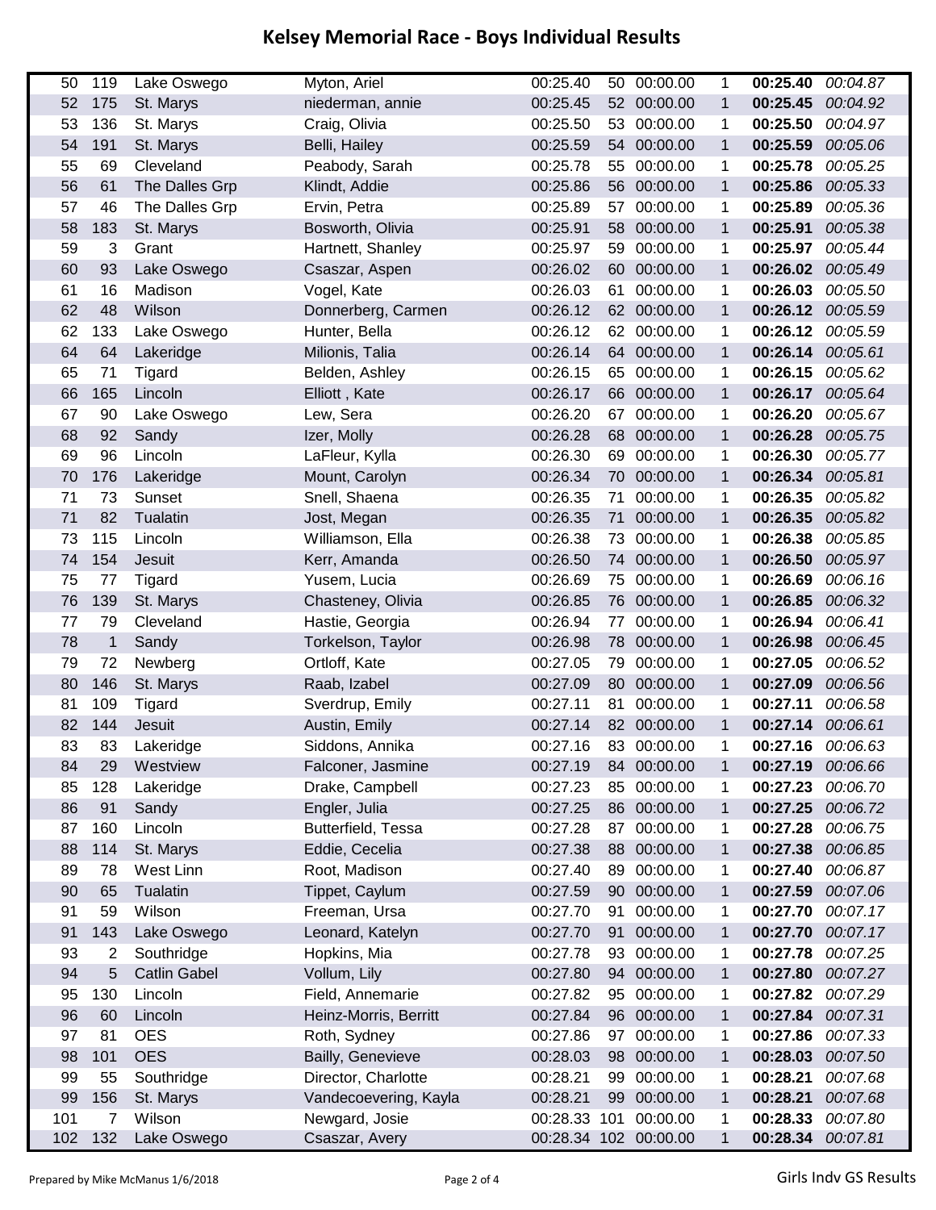# Kelsey Memorial Race - Boys Individual Results

| | | | | | | | | | |
|---|---|---|---|---|---|---|---|---|---|
| 50 | 119 | Lake Oswego | Myton, Ariel | 00:25.40 | 50 | 00:00.00 | 1 | **00:25.40** | *00:04.87* |
| 52 | 175 | St. Marys | niederman, annie | 00:25.45 | 52 | 00:00.00 | 1 | **00:25.45** | *00:04.92* |
| 53 | 136 | St. Marys | Craig, Olivia | 00:25.50 | 53 | 00:00.00 | 1 | **00:25.50** | *00:04.97* |
| 54 | 191 | St. Marys | Belli, Hailey | 00:25.59 | 54 | 00:00.00 | 1 | **00:25.59** | *00:05.06* |
| 55 | 69 | Cleveland | Peabody, Sarah | 00:25.78 | 55 | 00:00.00 | 1 | **00:25.78** | *00:05.25* |
| 56 | 61 | The Dalles Grp | Klindt, Addie | 00:25.86 | 56 | 00:00.00 | 1 | **00:25.86** | *00:05.33* |
| 57 | 46 | The Dalles Grp | Ervin, Petra | 00:25.89 | 57 | 00:00.00 | 1 | **00:25.89** | *00:05.36* |
| 58 | 183 | St. Marys | Bosworth, Olivia | 00:25.91 | 58 | 00:00.00 | 1 | **00:25.91** | *00:05.38* |
| 59 | 3 | Grant | Hartnett, Shanley | 00:25.97 | 59 | 00:00.00 | 1 | **00:25.97** | *00:05.44* |
| 60 | 93 | Lake Oswego | Csaszar, Aspen | 00:26.02 | 60 | 00:00.00 | 1 | **00:26.02** | *00:05.49* |
| 61 | 16 | Madison | Vogel, Kate | 00:26.03 | 61 | 00:00.00 | 1 | **00:26.03** | *00:05.50* |
| 62 | 48 | Wilson | Donnerberg, Carmen | 00:26.12 | 62 | 00:00.00 | 1 | **00:26.12** | *00:05.59* |
| 62 | 133 | Lake Oswego | Hunter, Bella | 00:26.12 | 62 | 00:00.00 | 1 | **00:26.12** | *00:05.59* |
| 64 | 64 | Lakeridge | Milionis, Talia | 00:26.14 | 64 | 00:00.00 | 1 | **00:26.14** | *00:05.61* |
| 65 | 71 | Tigard | Belden, Ashley | 00:26.15 | 65 | 00:00.00 | 1 | **00:26.15** | *00:05.62* |
| 66 | 165 | Lincoln | Elliott , Kate | 00:26.17 | 66 | 00:00.00 | 1 | **00:26.17** | *00:05.64* |
| 67 | 90 | Lake Oswego | Lew, Sera | 00:26.20 | 67 | 00:00.00 | 1 | **00:26.20** | *00:05.67* |
| 68 | 92 | Sandy | Izer, Molly | 00:26.28 | 68 | 00:00.00 | 1 | **00:26.28** | *00:05.75* |
| 69 | 96 | Lincoln | LaFleur, Kylla | 00:26.30 | 69 | 00:00.00 | 1 | **00:26.30** | *00:05.77* |
| 70 | 176 | Lakeridge | Mount, Carolyn | 00:26.34 | 70 | 00:00.00 | 1 | **00:26.34** | *00:05.81* |
| 71 | 73 | Sunset | Snell, Shaena | 00:26.35 | 71 | 00:00.00 | 1 | **00:26.35** | *00:05.82* |
| 71 | 82 | Tualatin | Jost, Megan | 00:26.35 | 71 | 00:00.00 | 1 | **00:26.35** | *00:05.82* |
| 73 | 115 | Lincoln | Williamson, Ella | 00:26.38 | 73 | 00:00.00 | 1 | **00:26.38** | *00:05.85* |
| 74 | 154 | Jesuit | Kerr, Amanda | 00:26.50 | 74 | 00:00.00 | 1 | **00:26.50** | *00:05.97* |
| 75 | 77 | Tigard | Yusem, Lucia | 00:26.69 | 75 | 00:00.00 | 1 | **00:26.69** | *00:06.16* |
| 76 | 139 | St. Marys | Chasteney, Olivia | 00:26.85 | 76 | 00:00.00 | 1 | **00:26.85** | *00:06.32* |
| 77 | 79 | Cleveland | Hastie, Georgia | 00:26.94 | 77 | 00:00.00 | 1 | **00:26.94** | *00:06.41* |
| 78 | 1 | Sandy | Torkelson, Taylor | 00:26.98 | 78 | 00:00.00 | 1 | **00:26.98** | *00:06.45* |
| 79 | 72 | Newberg | Ortloff, Kate | 00:27.05 | 79 | 00:00.00 | 1 | **00:27.05** | *00:06.52* |
| 80 | 146 | St. Marys | Raab, Izabel | 00:27.09 | 80 | 00:00.00 | 1 | **00:27.09** | *00:06.56* |
| 81 | 109 | Tigard | Sverdrup, Emily | 00:27.11 | 81 | 00:00.00 | 1 | **00:27.11** | *00:06.58* |
| 82 | 144 | Jesuit | Austin, Emily | 00:27.14 | 82 | 00:00.00 | 1 | **00:27.14** | *00:06.61* |
| 83 | 83 | Lakeridge | Siddons, Annika | 00:27.16 | 83 | 00:00.00 | 1 | **00:27.16** | *00:06.63* |
| 84 | 29 | Westview | Falconer, Jasmine | 00:27.19 | 84 | 00:00.00 | 1 | **00:27.19** | *00:06.66* |
| 85 | 128 | Lakeridge | Drake, Campbell | 00:27.23 | 85 | 00:00.00 | 1 | **00:27.23** | *00:06.70* |
| 86 | 91 | Sandy | Engler, Julia | 00:27.25 | 86 | 00:00.00 | 1 | **00:27.25** | *00:06.72* |
| 87 | 160 | Lincoln | Butterfield, Tessa | 00:27.28 | 87 | 00:00.00 | 1 | **00:27.28** | *00:06.75* |
| 88 | 114 | St. Marys | Eddie, Cecelia | 00:27.38 | 88 | 00:00.00 | 1 | **00:27.38** | *00:06.85* |
| 89 | 78 | West Linn | Root, Madison | 00:27.40 | 89 | 00:00.00 | 1 | **00:27.40** | *00:06.87* |
| 90 | 65 | Tualatin | Tippet, Caylum | 00:27.59 | 90 | 00:00.00 | 1 | **00:27.59** | *00:07.06* |
| 91 | 59 | Wilson | Freeman, Ursa | 00:27.70 | 91 | 00:00.00 | 1 | **00:27.70** | *00:07.17* |
| 91 | 143 | Lake Oswego | Leonard, Katelyn | 00:27.70 | 91 | 00:00.00 | 1 | **00:27.70** | *00:07.17* |
| 93 | 2 | Southridge | Hopkins, Mia | 00:27.78 | 93 | 00:00.00 | 1 | **00:27.78** | *00:07.25* |
| 94 | 5 | Catlin Gabel | Vollum, Lily | 00:27.80 | 94 | 00:00.00 | 1 | **00:27.80** | *00:07.27* |
| 95 | 130 | Lincoln | Field, Annemarie | 00:27.82 | 95 | 00:00.00 | 1 | **00:27.82** | *00:07.29* |
| 96 | 60 | Lincoln | Heinz-Morris, Berritt | 00:27.84 | 96 | 00:00.00 | 1 | **00:27.84** | *00:07.31* |
| 97 | 81 | OES | Roth, Sydney | 00:27.86 | 97 | 00:00.00 | 1 | **00:27.86** | *00:07.33* |
| 98 | 101 | OES | Bailly, Genevieve | 00:28.03 | 98 | 00:00.00 | 1 | **00:28.03** | *00:07.50* |
| 99 | 55 | Southridge | Director, Charlotte | 00:28.21 | 99 | 00:00.00 | 1 | **00:28.21** | *00:07.68* |
| 99 | 156 | St. Marys | Vandecoevering, Kayla | 00:28.21 | 99 | 00:00.00 | 1 | **00:28.21** | *00:07.68* |
| 101 | 7 | Wilson | Newgard, Josie | 00:28.33 | 101 | 00:00.00 | 1 | **00:28.33** | *00:07.80* |
| 102 | 132 | Lake Oswego | Csaszar, Avery | 00:28.34 | 102 | 00:00.00 | 1 | **00:28.34** | *00:07.81* |

Prepared by Mike McManus 1/6/2018

Girls Indv GS Results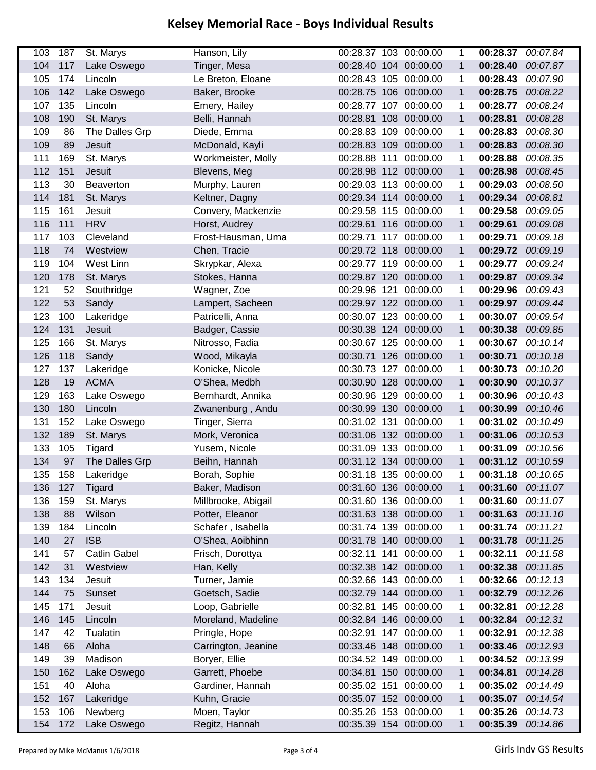# Kelsey Memorial Race - Boys Individual Results

| | | | | | | | | | |
|---|---|---|---|---|---|---|---|---|---|
| 103 | 187 | St. Marys | Hanson, Lily | 00:28.37 | 103 | 00:00.00 | 1 | **00:28.37** | *00:07.84* |
| 104 | 117 | Lake Oswego | Tinger, Mesa | 00:28.40 | 104 | 00:00.00 | 1 | **00:28.40** | *00:07.87* |
| 105 | 174 | Lincoln | Le Breton, Eloane | 00:28.43 | 105 | 00:00.00 | 1 | **00:28.43** | *00:07.90* |
| 106 | 142 | Lake Oswego | Baker, Brooke | 00:28.75 | 106 | 00:00.00 | 1 | **00:28.75** | *00:08.22* |
| 107 | 135 | Lincoln | Emery, Hailey | 00:28.77 | 107 | 00:00.00 | 1 | **00:28.77** | *00:08.24* |
| 108 | 190 | St. Marys | Belli, Hannah | 00:28.81 | 108 | 00:00.00 | 1 | **00:28.81** | *00:08.28* |
| 109 | 86 | The Dalles Grp | Diede, Emma | 00:28.83 | 109 | 00:00.00 | 1 | **00:28.83** | *00:08.30* |
| 109 | 89 | Jesuit | McDonald, Kayli | 00:28.83 | 109 | 00:00.00 | 1 | **00:28.83** | *00:08.30* |
| 111 | 169 | St. Marys | Workmeister, Molly | 00:28.88 | 111 | 00:00.00 | 1 | **00:28.88** | *00:08.35* |
| 112 | 151 | Jesuit | Blevens, Meg | 00:28.98 | 112 | 00:00.00 | 1 | **00:28.98** | *00:08.45* |
| 113 | 30 | Beaverton | Murphy, Lauren | 00:29.03 | 113 | 00:00.00 | 1 | **00:29.03** | *00:08.50* |
| 114 | 181 | St. Marys | Keltner, Dagny | 00:29.34 | 114 | 00:00.00 | 1 | **00:29.34** | *00:08.81* |
| 115 | 161 | Jesuit | Convery, Mackenzie | 00:29.58 | 115 | 00:00.00 | 1 | **00:29.58** | *00:09.05* |
| 116 | 111 | HRV | Horst, Audrey | 00:29.61 | 116 | 00:00.00 | 1 | **00:29.61** | *00:09.08* |
| 117 | 103 | Cleveland | Frost-Hausman, Uma | 00:29.71 | 117 | 00:00.00 | 1 | **00:29.71** | *00:09.18* |
| 118 | 74 | Westview | Chen, Tracie | 00:29.72 | 118 | 00:00.00 | 1 | **00:29.72** | *00:09.19* |
| 119 | 104 | West Linn | Skrypkar, Alexa | 00:29.77 | 119 | 00:00.00 | 1 | **00:29.77** | *00:09.24* |
| 120 | 178 | St. Marys | Stokes, Hanna | 00:29.87 | 120 | 00:00.00 | 1 | **00:29.87** | *00:09.34* |
| 121 | 52 | Southridge | Wagner, Zoe | 00:29.96 | 121 | 00:00.00 | 1 | **00:29.96** | *00:09.43* |
| 122 | 53 | Sandy | Lampert, Sacheen | 00:29.97 | 122 | 00:00.00 | 1 | **00:29.97** | *00:09.44* |
| 123 | 100 | Lakeridge | Patricelli, Anna | 00:30.07 | 123 | 00:00.00 | 1 | **00:30.07** | *00:09.54* |
| 124 | 131 | Jesuit | Badger, Cassie | 00:30.38 | 124 | 00:00.00 | 1 | **00:30.38** | *00:09.85* |
| 125 | 166 | St. Marys | Nitrosso, Fadia | 00:30.67 | 125 | 00:00.00 | 1 | **00:30.67** | *00:10.14* |
| 126 | 118 | Sandy | Wood, Mikayla | 00:30.71 | 126 | 00:00.00 | 1 | **00:30.71** | *00:10.18* |
| 127 | 137 | Lakeridge | Konicke, Nicole | 00:30.73 | 127 | 00:00.00 | 1 | **00:30.73** | *00:10.20* |
| 128 | 19 | ACMA | O'Shea, Medbh | 00:30.90 | 128 | 00:00.00 | 1 | **00:30.90** | *00:10.37* |
| 129 | 163 | Lake Oswego | Bernhardt, Annika | 00:30.96 | 129 | 00:00.00 | 1 | **00:30.96** | *00:10.43* |
| 130 | 180 | Lincoln | Zwanenburg , Andu | 00:30.99 | 130 | 00:00.00 | 1 | **00:30.99** | *00:10.46* |
| 131 | 152 | Lake Oswego | Tinger, Sierra | 00:31.02 | 131 | 00:00.00 | 1 | **00:31.02** | *00:10.49* |
| 132 | 189 | St. Marys | Mork, Veronica | 00:31.06 | 132 | 00:00.00 | 1 | **00:31.06** | *00:10.53* |
| 133 | 105 | Tigard | Yusem, Nicole | 00:31.09 | 133 | 00:00.00 | 1 | **00:31.09** | *00:10.56* |
| 134 | 97 | The Dalles Grp | Beihn, Hannah | 00:31.12 | 134 | 00:00.00 | 1 | **00:31.12** | *00:10.59* |
| 135 | 158 | Lakeridge | Borah, Sophie | 00:31.18 | 135 | 00:00.00 | 1 | **00:31.18** | *00:10.65* |
| 136 | 127 | Tigard | Baker, Madison | 00:31.60 | 136 | 00:00.00 | 1 | **00:31.60** | *00:11.07* |
| 136 | 159 | St. Marys | Millbrooke, Abigail | 00:31.60 | 136 | 00:00.00 | 1 | **00:31.60** | *00:11.07* |
| 138 | 88 | Wilson | Potter, Eleanor | 00:31.63 | 138 | 00:00.00 | 1 | **00:31.63** | *00:11.10* |
| 139 | 184 | Lincoln | Schafer , Isabella | 00:31.74 | 139 | 00:00.00 | 1 | **00:31.74** | *00:11.21* |
| 140 | 27 | ISB | O'Shea, Aoibhinn | 00:31.78 | 140 | 00:00.00 | 1 | **00:31.78** | *00:11.25* |
| 141 | 57 | Catlin Gabel | Frisch, Dorottya | 00:32.11 | 141 | 00:00.00 | 1 | **00:32.11** | *00:11.58* |
| 142 | 31 | Westview | Han, Kelly | 00:32.38 | 142 | 00:00.00 | 1 | **00:32.38** | *00:11.85* |
| 143 | 134 | Jesuit | Turner, Jamie | 00:32.66 | 143 | 00:00.00 | 1 | **00:32.66** | *00:12.13* |
| 144 | 75 | Sunset | Goetsch, Sadie | 00:32.79 | 144 | 00:00.00 | 1 | **00:32.79** | *00:12.26* |
| 145 | 171 | Jesuit | Loop, Gabrielle | 00:32.81 | 145 | 00:00.00 | 1 | **00:32.81** | *00:12.28* |
| 146 | 145 | Lincoln | Moreland, Madeline | 00:32.84 | 146 | 00:00.00 | 1 | **00:32.84** | *00:12.31* |
| 147 | 42 | Tualatin | Pringle, Hope | 00:32.91 | 147 | 00:00.00 | 1 | **00:32.91** | *00:12.38* |
| 148 | 66 | Aloha | Carrington, Jeanine | 00:33.46 | 148 | 00:00.00 | 1 | **00:33.46** | *00:12.93* |
| 149 | 39 | Madison | Boryer, Ellie | 00:34.52 | 149 | 00:00.00 | 1 | **00:34.52** | *00:13.99* |
| 150 | 162 | Lake Oswego | Garrett, Phoebe | 00:34.81 | 150 | 00:00.00 | 1 | **00:34.81** | *00:14.28* |
| 151 | 40 | Aloha | Gardiner, Hannah | 00:35.02 | 151 | 00:00.00 | 1 | **00:35.02** | *00:14.49* |
| 152 | 167 | Lakeridge | Kuhn, Gracie | 00:35.07 | 152 | 00:00.00 | 1 | **00:35.07** | *00:14.54* |
| 153 | 106 | Newberg | Moen, Taylor | 00:35.26 | 153 | 00:00.00 | 1 | **00:35.26** | *00:14.73* |
| 154 | 172 | Lake Oswego | Regitz, Hannah | 00:35.39 | 154 | 00:00.00 | 1 | **00:35.39** | *00:14.86* |

Prepared by Mike McManus 1/6/2018

Girls Indv GS Results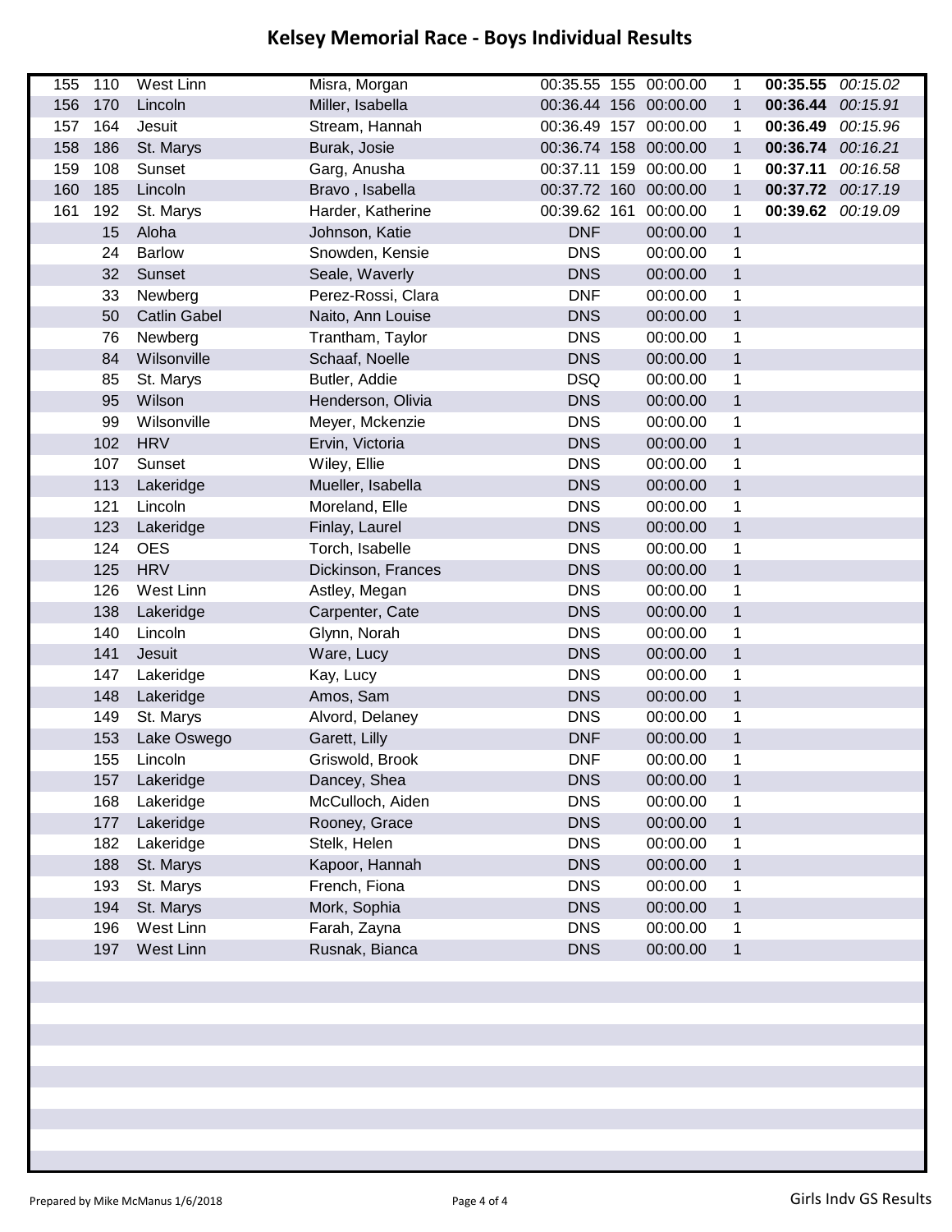# Kelsey Memorial Race - Boys Individual Results

| | | | | | | | | | |
|---|---|---|---|---|---|---|---|---|---|
| 155 | 110 | West Linn | Misra, Morgan | 00:35.55 | 155 | 00:00.00 | 1 | **00:35.55** | *00:15.02* |
| 156 | 170 | Lincoln | Miller, Isabella | 00:36.44 | 156 | 00:00.00 | 1 | **00:36.44** | *00:15.91* |
| 157 | 164 | Jesuit | Stream, Hannah | 00:36.49 | 157 | 00:00.00 | 1 | **00:36.49** | *00:15.96* |
| 158 | 186 | St. Marys | Burak, Josie | 00:36.74 | 158 | 00:00.00 | 1 | **00:36.74** | *00:16.21* |
| 159 | 108 | Sunset | Garg, Anusha | 00:37.11 | 159 | 00:00.00 | 1 | **00:37.11** | *00:16.58* |
| 160 | 185 | Lincoln | Bravo , Isabella | 00:37.72 | 160 | 00:00.00 | 1 | **00:37.72** | *00:17.19* |
| 161 | 192 | St. Marys | Harder, Katherine | 00:39.62 | 161 | 00:00.00 | 1 | **00:39.62** | *00:19.09* |
| | 15 | Aloha | Johnson, Katie | DNF | | 00:00.00 | 1 | | |
| | 24 | Barlow | Snowden, Kensie | DNS | | 00:00.00 | 1 | | |
| | 32 | Sunset | Seale, Waverly | DNS | | 00:00.00 | 1 | | |
| | 33 | Newberg | Perez-Rossi, Clara | DNF | | 00:00.00 | 1 | | |
| | 50 | Catlin Gabel | Naito, Ann Louise | DNS | | 00:00.00 | 1 | | |
| | 76 | Newberg | Trantham, Taylor | DNS | | 00:00.00 | 1 | | |
| | 84 | Wilsonville | Schaaf, Noelle | DNS | | 00:00.00 | 1 | | |
| | 85 | St. Marys | Butler, Addie | DSQ | | 00:00.00 | 1 | | |
| | 95 | Wilson | Henderson, Olivia | DNS | | 00:00.00 | 1 | | |
| | 99 | Wilsonville | Meyer, Mckenzie | DNS | | 00:00.00 | 1 | | |
| | 102 | HRV | Ervin, Victoria | DNS | | 00:00.00 | 1 | | |
| | 107 | Sunset | Wiley, Ellie | DNS | | 00:00.00 | 1 | | |
| | 113 | Lakeridge | Mueller, Isabella | DNS | | 00:00.00 | 1 | | |
| | 121 | Lincoln | Moreland, Elle | DNS | | 00:00.00 | 1 | | |
| | 123 | Lakeridge | Finlay, Laurel | DNS | | 00:00.00 | 1 | | |
| | 124 | OES | Torch, Isabelle | DNS | | 00:00.00 | 1 | | |
| | 125 | HRV | Dickinson, Frances | DNS | | 00:00.00 | 1 | | |
| | 126 | West Linn | Astley, Megan | DNS | | 00:00.00 | 1 | | |
| | 138 | Lakeridge | Carpenter, Cate | DNS | | 00:00.00 | 1 | | |
| | 140 | Lincoln | Glynn, Norah | DNS | | 00:00.00 | 1 | | |
| | 141 | Jesuit | Ware, Lucy | DNS | | 00:00.00 | 1 | | |
| | 147 | Lakeridge | Kay, Lucy | DNS | | 00:00.00 | 1 | | |
| | 148 | Lakeridge | Amos, Sam | DNS | | 00:00.00 | 1 | | |
| | 149 | St. Marys | Alvord, Delaney | DNS | | 00:00.00 | 1 | | |
| | 153 | Lake Oswego | Garett, Lilly | DNF | | 00:00.00 | 1 | | |
| | 155 | Lincoln | Griswold, Brook | DNF | | 00:00.00 | 1 | | |
| | 157 | Lakeridge | Dancey, Shea | DNS | | 00:00.00 | 1 | | |
| | 168 | Lakeridge | McCulloch, Aiden | DNS | | 00:00.00 | 1 | | |
| | 177 | Lakeridge | Rooney, Grace | DNS | | 00:00.00 | 1 | | |
| | 182 | Lakeridge | Stelk, Helen | DNS | | 00:00.00 | 1 | | |
| | 188 | St. Marys | Kapoor, Hannah | DNS | | 00:00.00 | 1 | | |
| | 193 | St. Marys | French, Fiona | DNS | | 00:00.00 | 1 | | |
| | 194 | St. Marys | Mork, Sophia | DNS | | 00:00.00 | 1 | | |
| | 196 | West Linn | Farah, Zayna | DNS | | 00:00.00 | 1 | | |
| | 197 | West Linn | Rusnak, Bianca | DNS | | 00:00.00 | 1 | | |

Prepared by Mike McManus 1/6/2018

Girls Indv GS Results